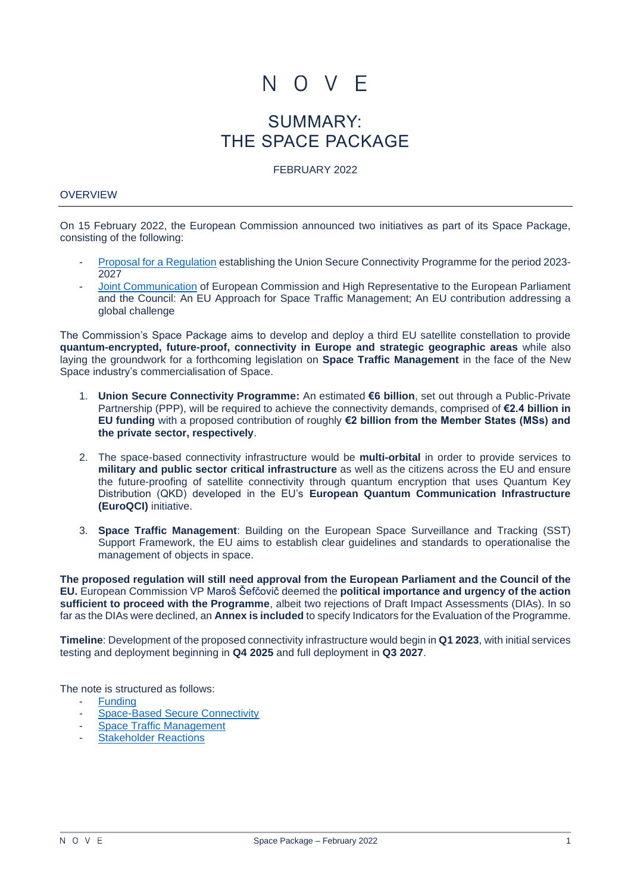# N O V E

## SUMMARY: THE SPACE PACKAGE

FEBRUARY 2022

### OVERVIEW

On 15 February 2022, the European Commission announced two initiatives as part of its Space Package, consisting of the following:

- Proposal for a Regulation establishing the Union Secure Connectivity Programme for the period 2023-2027
- Joint Communication of European Commission and High Representative to the European Parliament and the Council: An EU Approach for Space Traffic Management; An EU contribution addressing a global challenge

The Commission's Space Package aims to develop and deploy a third EU satellite constellation to provide **quantum-encrypted, future-proof, connectivity in Europe and strategic geographic areas** while also laying the groundwork for a forthcoming legislation on **Space Traffic Management** in the face of the New Space industry's commercialisation of Space.

1. **Union Secure Connectivity Programme:** An estimated **€6 billion**, set out through a Public-Private Partnership (PPP), will be required to achieve the connectivity demands, comprised of **€2.4 billion in EU funding** with a proposed contribution of roughly **€2 billion from the Member States (MSs) and the private sector, respectively**.
2. The space-based connectivity infrastructure would be **multi-orbital** in order to provide services to **military and public sector critical infrastructure** as well as the citizens across the EU and ensure the future-proofing of satellite connectivity through quantum encryption that uses Quantum Key Distribution (QKD) developed in the EU's **European Quantum Communication Infrastructure (EuroQCI)** initiative.
3. **Space Traffic Management**: Building on the European Space Surveillance and Tracking (SST) Support Framework, the EU aims to establish clear guidelines and standards to operationalise the management of objects in space.

**The proposed regulation will still need approval from the European Parliament and the Council of the EU.** European Commission VP Maroš Šefčovič deemed the **political importance and urgency of the action sufficient to proceed with the Programme**, albeit two rejections of Draft Impact Assessments (DIAs). In so far as the DIAs were declined, an **Annex is included** to specify Indicators for the Evaluation of the Programme.

**Timeline**: Development of the proposed connectivity infrastructure would begin in **Q1 2023**, with initial services testing and deployment beginning in **Q4 2025** and full deployment in **Q3 2027**.

The note is structured as follows:

- Funding
- Space-Based Secure Connectivity
- Space Traffic Management
- Stakeholder Reactions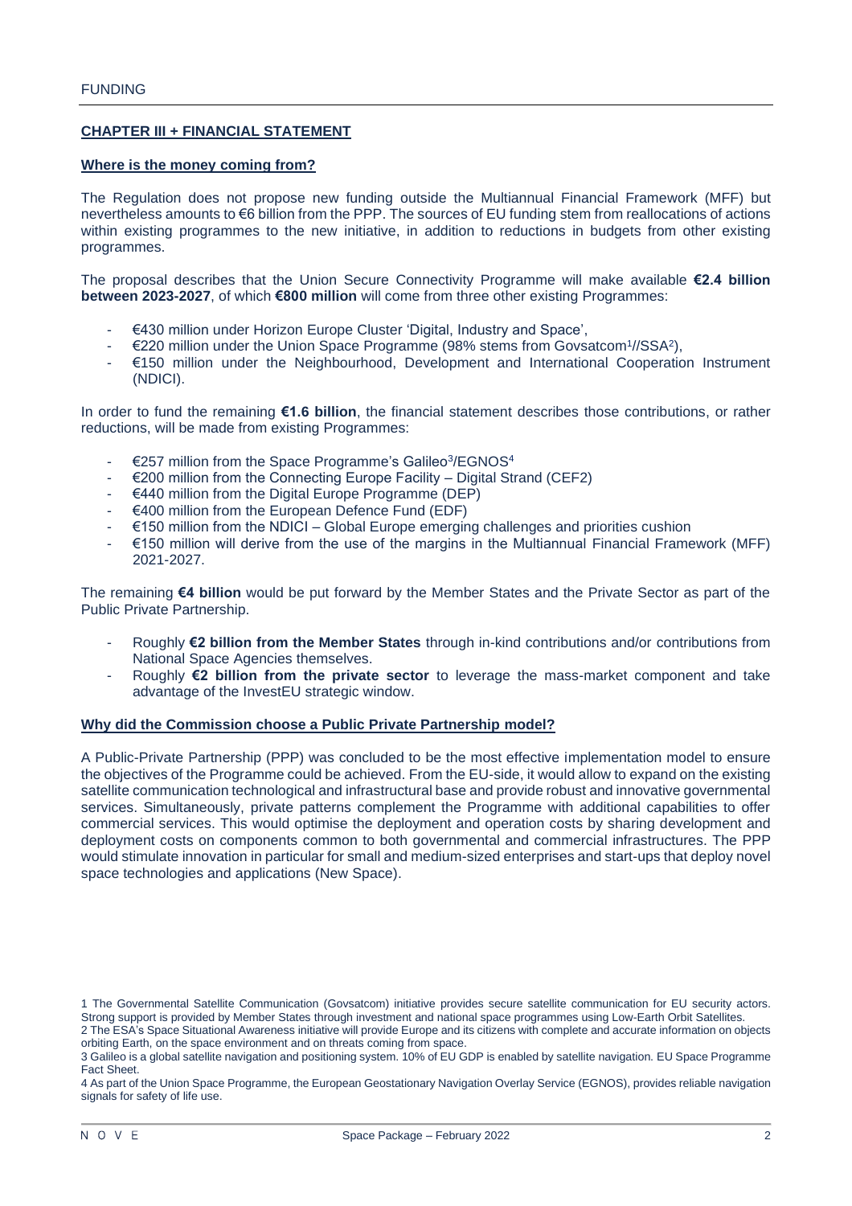FUNDING

## CHAPTER III + FINANCIAL STATEMENT

### Where is the money coming from?

The Regulation does not propose new funding outside the Multiannual Financial Framework (MFF) but nevertheless amounts to €6 billion from the PPP. The sources of EU funding stem from reallocations of actions within existing programmes to the new initiative, in addition to reductions in budgets from other existing programmes.

The proposal describes that the Union Secure Connectivity Programme will make available **€2.4 billion between 2023-2027**, of which **€800 million** will come from three other existing Programmes:

- €430 million under Horizon Europe Cluster 'Digital, Industry and Space',
- €220 million under the Union Space Programme (98% stems from Govsatcom[1]//SSA[2]),
- €150 million under the Neighbourhood, Development and International Cooperation Instrument (NDICI).

In order to fund the remaining **€1.6 billion**, the financial statement describes those contributions, or rather reductions, will be made from existing Programmes:

- €257 million from the Space Programme's Galileo[3]/EGNOS[4]
- €200 million from the Connecting Europe Facility – Digital Strand (CEF2)
- €440 million from the Digital Europe Programme (DEP)
- €400 million from the European Defence Fund (EDF)
- €150 million from the NDICI – Global Europe emerging challenges and priorities cushion
- €150 million will derive from the use of the margins in the Multiannual Financial Framework (MFF) 2021-2027.

The remaining **€4 billion** would be put forward by the Member States and the Private Sector as part of the Public Private Partnership.

- Roughly **€2 billion from the Member States** through in-kind contributions and/or contributions from National Space Agencies themselves.
- Roughly **€2 billion from the private sector** to leverage the mass-market component and take advantage of the InvestEU strategic window.

### Why did the Commission choose a Public Private Partnership model?

A Public-Private Partnership (PPP) was concluded to be the most effective implementation model to ensure the objectives of the Programme could be achieved. From the EU-side, it would allow to expand on the existing satellite communication technological and infrastructural base and provide robust and innovative governmental services. Simultaneously, private patterns complement the Programme with additional capabilities to offer commercial services. This would optimise the deployment and operation costs by sharing development and deployment costs on components common to both governmental and commercial infrastructures. The PPP would stimulate innovation in particular for small and medium-sized enterprises and start-ups that deploy novel space technologies and applications (New Space).

1 The Governmental Satellite Communication (Govsatcom) initiative provides secure satellite communication for EU security actors. Strong support is provided by Member States through investment and national space programmes using Low-Earth Orbit Satellites.

2 The ESA's Space Situational Awareness initiative will provide Europe and its citizens with complete and accurate information on objects orbiting Earth, on the space environment and on threats coming from space.

3 Galileo is a global satellite navigation and positioning system. 10% of EU GDP is enabled by satellite navigation. EU Space Programme Fact Sheet.

4 As part of the Union Space Programme, the European Geostationary Navigation Overlay Service (EGNOS), provides reliable navigation signals for safety of life use.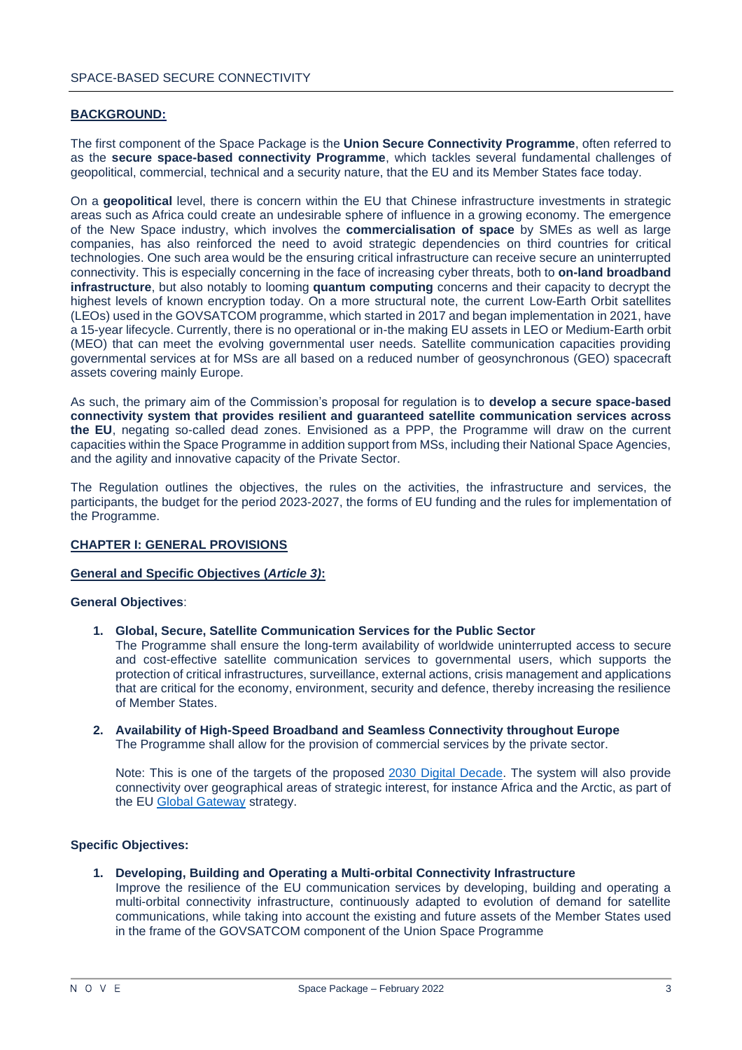## BACKGROUND:

The first component of the Space Package is the **Union Secure Connectivity Programme**, often referred to as the **secure space-based connectivity Programme**, which tackles several fundamental challenges of geopolitical, commercial, technical and a security nature, that the EU and its Member States face today.

On a **geopolitical** level, there is concern within the EU that Chinese infrastructure investments in strategic areas such as Africa could create an undesirable sphere of influence in a growing economy. The emergence of the New Space industry, which involves the **commercialisation of space** by SMEs as well as large companies, has also reinforced the need to avoid strategic dependencies on third countries for critical technologies. One such area would be the ensuring critical infrastructure can receive secure an uninterrupted connectivity. This is especially concerning in the face of increasing cyber threats, both to **on-land broadband infrastructure**, but also notably to looming **quantum computing** concerns and their capacity to decrypt the highest levels of known encryption today. On a more structural note, the current Low-Earth Orbit satellites (LEOs) used in the GOVSATCOM programme, which started in 2017 and began implementation in 2021, have a 15-year lifecycle. Currently, there is no operational or in-the making EU assets in LEO or Medium-Earth orbit (MEO) that can meet the evolving governmental user needs. Satellite communication capacities providing governmental services at for MSs are all based on a reduced number of geosynchronous (GEO) spacecraft assets covering mainly Europe.

As such, the primary aim of the Commission's proposal for regulation is to **develop a secure space-based connectivity system that provides resilient and guaranteed satellite communication services across the EU**, negating so-called dead zones. Envisioned as a PPP, the Programme will draw on the current capacities within the Space Programme in addition support from MSs, including their National Space Agencies, and the agility and innovative capacity of the Private Sector.

The Regulation outlines the objectives, the rules on the activities, the infrastructure and services, the participants, the budget for the period 2023-2027, the forms of EU funding and the rules for implementation of the Programme.

## CHAPTER I: GENERAL PROVISIONS

### General and Specific Objectives (*Article 3)*:

**General Objectives**:

1. **Global, Secure, Satellite Communication Services for the Public Sector**
   The Programme shall ensure the long-term availability of worldwide uninterrupted access to secure and cost-effective satellite communication services to governmental users, which supports the protection of critical infrastructures, surveillance, external actions, crisis management and applications that are critical for the economy, environment, security and defence, thereby increasing the resilience of Member States.

2. **Availability of High-Speed Broadband and Seamless Connectivity throughout Europe**
   The Programme shall allow for the provision of commercial services by the private sector.

   Note: This is one of the targets of the proposed [2030 Digital Decade](). The system will also provide connectivity over geographical areas of strategic interest, for instance Africa and the Arctic, as part of the EU [Global Gateway]() strategy.

**Specific Objectives:**

1. **Developing, Building and Operating a Multi-orbital Connectivity Infrastructure**
   Improve the resilience of the EU communication services by developing, building and operating a multi-orbital connectivity infrastructure, continuously adapted to evolution of demand for satellite communications, while taking into account the existing and future assets of the Member States used in the frame of the GOVSATCOM component of the Union Space Programme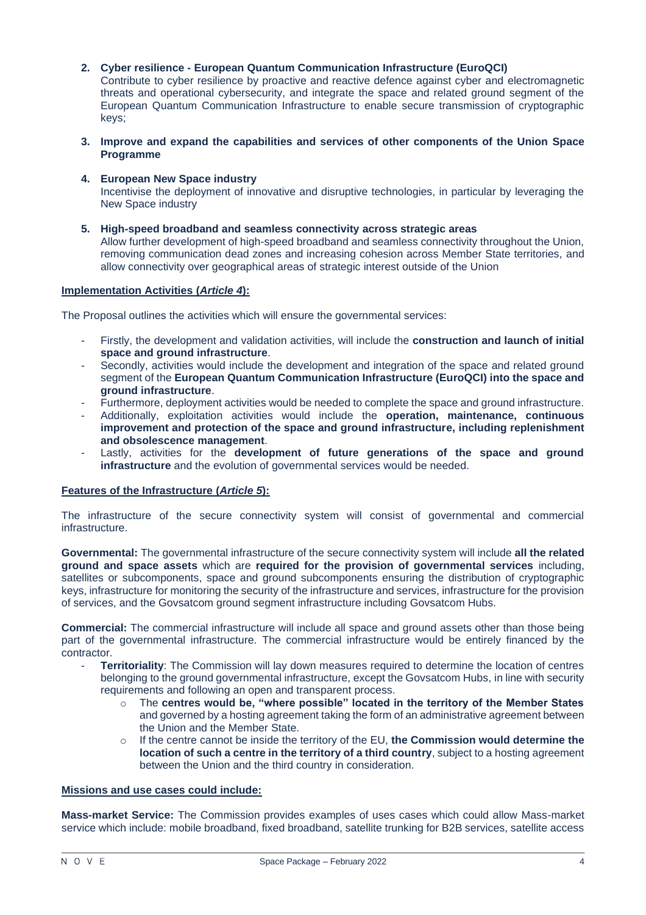2. **Cyber resilience - European Quantum Communication Infrastructure (EuroQCI)**
   Contribute to cyber resilience by proactive and reactive defence against cyber and electromagnetic threats and operational cybersecurity, and integrate the space and related ground segment of the European Quantum Communication Infrastructure to enable secure transmission of cryptographic keys;

3. **Improve and expand the capabilities and services of other components of the Union Space Programme**

4. **European New Space industry**
   Incentivise the deployment of innovative and disruptive technologies, in particular by leveraging the New Space industry

5. **High-speed broadband and seamless connectivity across strategic areas**
   Allow further development of high-speed broadband and seamless connectivity throughout the Union, removing communication dead zones and increasing cohesion across Member State territories, and allow connectivity over geographical areas of strategic interest outside of the Union

**Implementation Activities (*Article 4*):**

The Proposal outlines the activities which will ensure the governmental services:

- Firstly, the development and validation activities, will include the **construction and launch of initial space and ground infrastructure**.
- Secondly, activities would include the development and integration of the space and related ground segment of the **European Quantum Communication Infrastructure (EuroQCI) into the space and ground infrastructure**.
- Furthermore, deployment activities would be needed to complete the space and ground infrastructure.
- Additionally, exploitation activities would include the **operation, maintenance, continuous improvement and protection of the space and ground infrastructure, including replenishment and obsolescence management**.
- Lastly, activities for the **development of future generations of the space and ground infrastructure** and the evolution of governmental services would be needed.

**Features of the Infrastructure (*Article 5*):**

The infrastructure of the secure connectivity system will consist of governmental and commercial infrastructure.

**Governmental:** The governmental infrastructure of the secure connectivity system will include **all the related ground and space assets** which are **required for the provision of governmental services** including, satellites or subcomponents, space and ground subcomponents ensuring the distribution of cryptographic keys, infrastructure for monitoring the security of the infrastructure and services, infrastructure for the provision of services, and the Govsatcom ground segment infrastructure including Govsatcom Hubs.

**Commercial:** The commercial infrastructure will include all space and ground assets other than those being part of the governmental infrastructure. The commercial infrastructure would be entirely financed by the contractor.

- **Territoriality**: The Commission will lay down measures required to determine the location of centres belonging to the ground governmental infrastructure, except the Govsatcom Hubs, in line with security requirements and following an open and transparent process.
  - The **centres would be, "where possible" located in the territory of the Member States** and governed by a hosting agreement taking the form of an administrative agreement between the Union and the Member State.
  - If the centre cannot be inside the territory of the EU, **the Commission would determine the location of such a centre in the territory of a third country**, subject to a hosting agreement between the Union and the third country in consideration.

**Missions and use cases could include:**

**Mass-market Service:** The Commission provides examples of uses cases which could allow Mass-market service which include: mobile broadband, fixed broadband, satellite trunking for B2B services, satellite access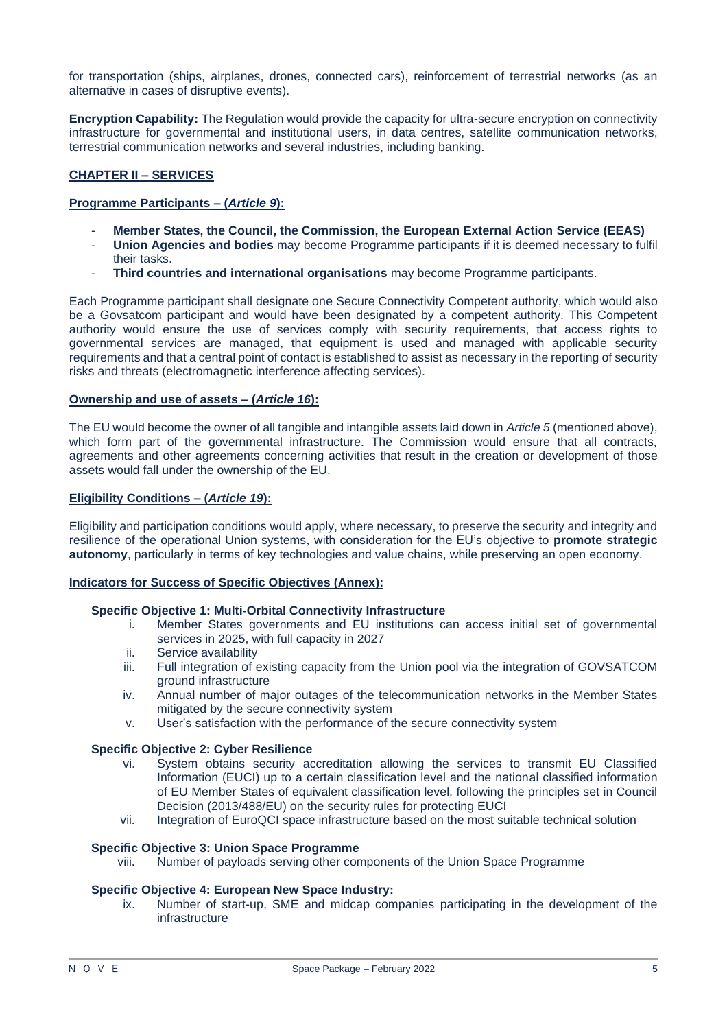for transportation (ships, airplanes, drones, connected cars), reinforcement of terrestrial networks (as an alternative in cases of disruptive events).

**Encryption Capability:** The Regulation would provide the capacity for ultra-secure encryption on connectivity infrastructure for governmental and institutional users, in data centres, satellite communication networks, terrestrial communication networks and several industries, including banking.

## CHAPTER II – SERVICES

### Programme Participants – (*Article 9*):

- **Member States, the Council, the Commission, the European External Action Service (EEAS)**
- **Union Agencies and bodies** may become Programme participants if it is deemed necessary to fulfil their tasks.
- **Third countries and international organisations** may become Programme participants.

Each Programme participant shall designate one Secure Connectivity Competent authority, which would also be a Govsatcom participant and would have been designated by a competent authority. This Competent authority would ensure the use of services comply with security requirements, that access rights to governmental services are managed, that equipment is used and managed with applicable security requirements and that a central point of contact is established to assist as necessary in the reporting of security risks and threats (electromagnetic interference affecting services).

### Ownership and use of assets – (*Article 16*):

The EU would become the owner of all tangible and intangible assets laid down in *Article 5* (mentioned above), which form part of the governmental infrastructure. The Commission would ensure that all contracts, agreements and other agreements concerning activities that result in the creation or development of those assets would fall under the ownership of the EU.

### Eligibility Conditions – (*Article 19*):

Eligibility and participation conditions would apply, where necessary, to preserve the security and integrity and resilience of the operational Union systems, with consideration for the EU's objective to **promote strategic autonomy**, particularly in terms of key technologies and value chains, while preserving an open economy.

### Indicators for Success of Specific Objectives (Annex):

**Specific Objective 1: Multi-Orbital Connectivity Infrastructure**

i. Member States governments and EU institutions can access initial set of governmental services in 2025, with full capacity in 2027
ii. Service availability
iii. Full integration of existing capacity from the Union pool via the integration of GOVSATCOM ground infrastructure
iv. Annual number of major outages of the telecommunication networks in the Member States mitigated by the secure connectivity system
v. User's satisfaction with the performance of the secure connectivity system

**Specific Objective 2: Cyber Resilience**

vi. System obtains security accreditation allowing the services to transmit EU Classified Information (EUCI) up to a certain classification level and the national classified information of EU Member States of equivalent classification level, following the principles set in Council Decision (2013/488/EU) on the security rules for protecting EUCI
vii. Integration of EuroQCI space infrastructure based on the most suitable technical solution

**Specific Objective 3: Union Space Programme**

viii. Number of payloads serving other components of the Union Space Programme

**Specific Objective 4: European New Space Industry:**

ix. Number of start-up, SME and midcap companies participating in the development of the infrastructure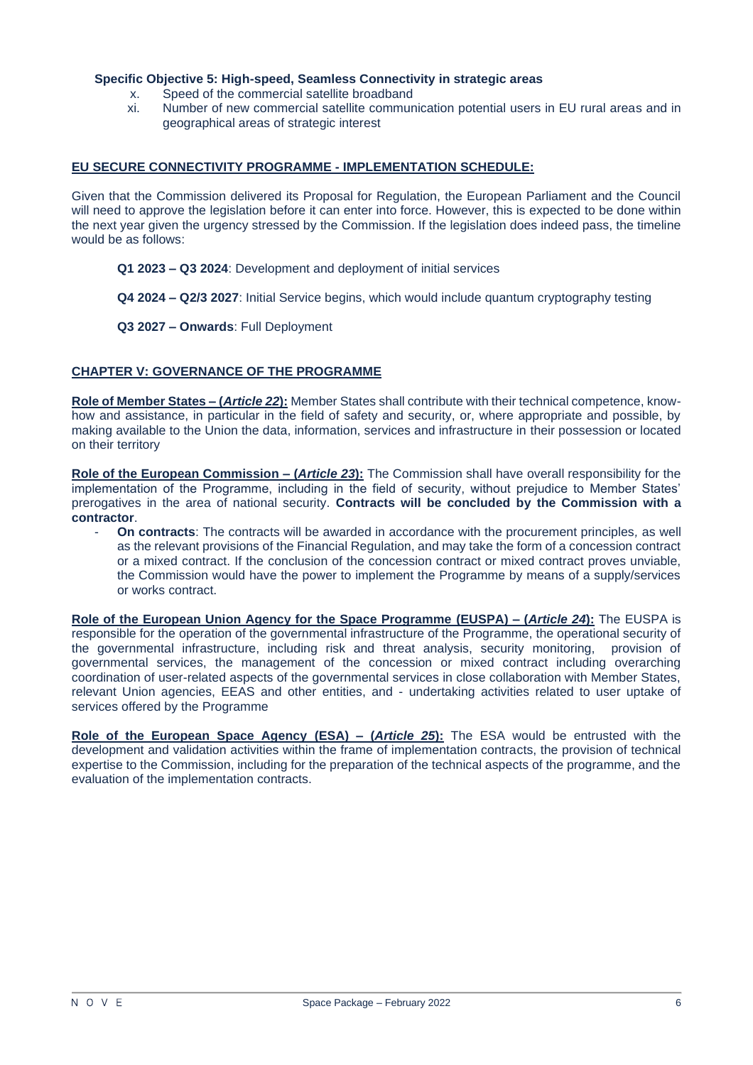**Specific Objective 5: High-speed, Seamless Connectivity in strategic areas**

x. Speed of the commercial satellite broadband
xi. Number of new commercial satellite communication potential users in EU rural areas and in geographical areas of strategic interest

**EU SECURE CONNECTIVITY PROGRAMME - IMPLEMENTATION SCHEDULE:**

Given that the Commission delivered its Proposal for Regulation, the European Parliament and the Council will need to approve the legislation before it can enter into force. However, this is expected to be done within the next year given the urgency stressed by the Commission. If the legislation does indeed pass, the timeline would be as follows:

**Q1 2023 – Q3 2024**: Development and deployment of initial services

**Q4 2024 – Q2/3 2027**: Initial Service begins, which would include quantum cryptography testing

**Q3 2027 – Onwards**: Full Deployment

**CHAPTER V: GOVERNANCE OF THE PROGRAMME**

**Role of Member States – (*Article 22*):** Member States shall contribute with their technical competence, know-how and assistance, in particular in the field of safety and security, or, where appropriate and possible, by making available to the Union the data, information, services and infrastructure in their possession or located on their territory

**Role of the European Commission – (*Article 23*):** The Commission shall have overall responsibility for the implementation of the Programme, including in the field of security, without prejudice to Member States' prerogatives in the area of national security. **Contracts will be concluded by the Commission with a contractor**.

- **On contracts**: The contracts will be awarded in accordance with the procurement principles, as well as the relevant provisions of the Financial Regulation, and may take the form of a concession contract or a mixed contract. If the conclusion of the concession contract or mixed contract proves unviable, the Commission would have the power to implement the Programme by means of a supply/services or works contract.

**Role of the European Union Agency for the Space Programme (EUSPA) – (*Article 24*):** The EUSPA is responsible for the operation of the governmental infrastructure of the Programme, the operational security of the governmental infrastructure, including risk and threat analysis, security monitoring, provision of governmental services, the management of the concession or mixed contract including overarching coordination of user-related aspects of the governmental services in close collaboration with Member States, relevant Union agencies, EEAS and other entities, and - undertaking activities related to user uptake of services offered by the Programme

**Role of the European Space Agency (ESA) – (*Article 25*):** The ESA would be entrusted with the development and validation activities within the frame of implementation contracts, the provision of technical expertise to the Commission, including for the preparation of the technical aspects of the programme, and the evaluation of the implementation contracts.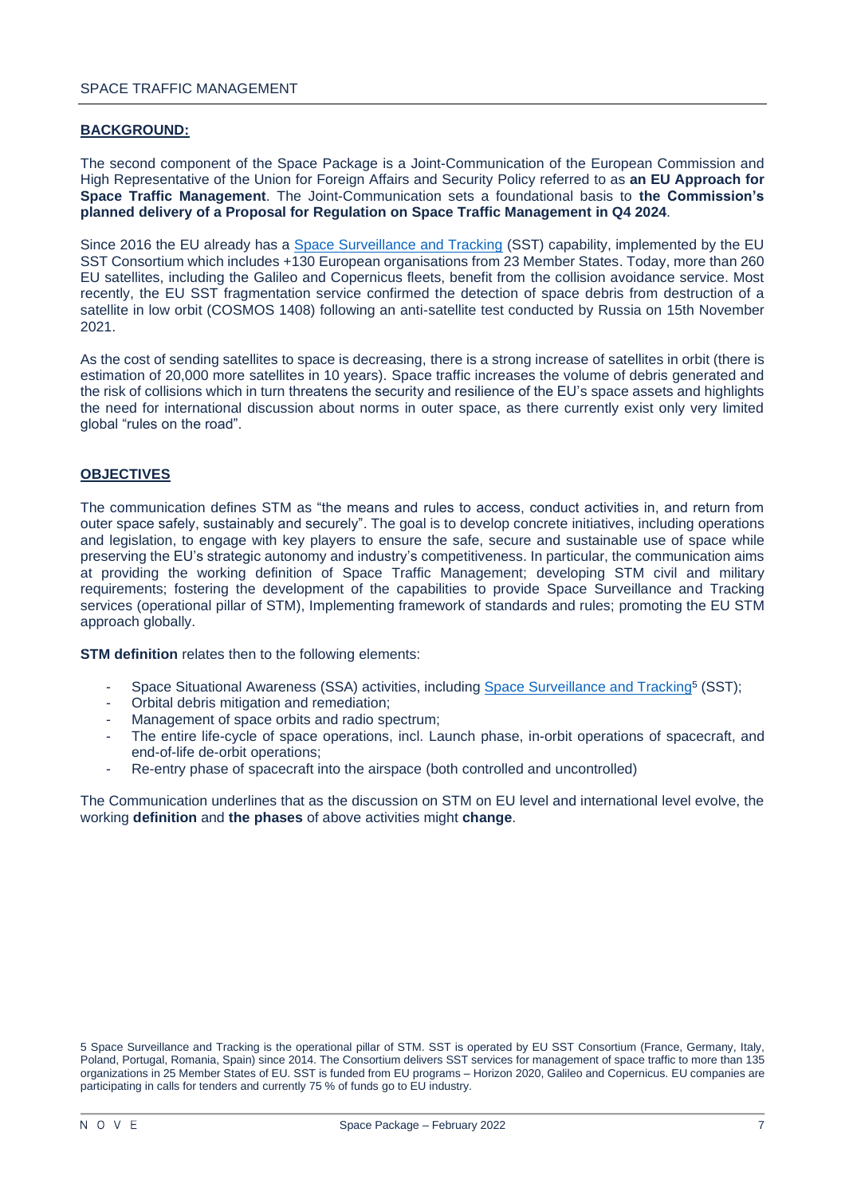## BACKGROUND:

The second component of the Space Package is a Joint-Communication of the European Commission and High Representative of the Union for Foreign Affairs and Security Policy referred to as **an EU Approach for Space Traffic Management**. The Joint-Communication sets a foundational basis to **the Commission's planned delivery of a Proposal for Regulation on Space Traffic Management in Q4 2024**.

Since 2016 the EU already has a Space Surveillance and Tracking (SST) capability, implemented by the EU SST Consortium which includes +130 European organisations from 23 Member States. Today, more than 260 EU satellites, including the Galileo and Copernicus fleets, benefit from the collision avoidance service. Most recently, the EU SST fragmentation service confirmed the detection of space debris from destruction of a satellite in low orbit (COSMOS 1408) following an anti-satellite test conducted by Russia on 15th November 2021.

As the cost of sending satellites to space is decreasing, there is a strong increase of satellites in orbit (there is estimation of 20,000 more satellites in 10 years). Space traffic increases the volume of debris generated and the risk of collisions which in turn threatens the security and resilience of the EU's space assets and highlights the need for international discussion about norms in outer space, as there currently exist only very limited global "rules on the road".

## OBJECTIVES

The communication defines STM as "the means and rules to access, conduct activities in, and return from outer space safely, sustainably and securely". The goal is to develop concrete initiatives, including operations and legislation, to engage with key players to ensure the safe, secure and sustainable use of space while preserving the EU's strategic autonomy and industry's competitiveness. In particular, the communication aims at providing the working definition of Space Traffic Management; developing STM civil and military requirements; fostering the development of the capabilities to provide Space Surveillance and Tracking services (operational pillar of STM), Implementing framework of standards and rules; promoting the EU STM approach globally.

**STM definition** relates then to the following elements:

- Space Situational Awareness (SSA) activities, including Space Surveillance and Tracking[5] (SST);
- Orbital debris mitigation and remediation;
- Management of space orbits and radio spectrum;
- The entire life-cycle of space operations, incl. Launch phase, in-orbit operations of spacecraft, and end-of-life de-orbit operations;
- Re-entry phase of spacecraft into the airspace (both controlled and uncontrolled)

The Communication underlines that as the discussion on STM on EU level and international level evolve, the working **definition** and **the phases** of above activities might **change**.

5 Space Surveillance and Tracking is the operational pillar of STM. SST is operated by EU SST Consortium (France, Germany, Italy, Poland, Portugal, Romania, Spain) since 2014. The Consortium delivers SST services for management of space traffic to more than 135 organizations in 25 Member States of EU. SST is funded from EU programs – Horizon 2020, Galileo and Copernicus. EU companies are participating in calls for tenders and currently 75 % of funds go to EU industry.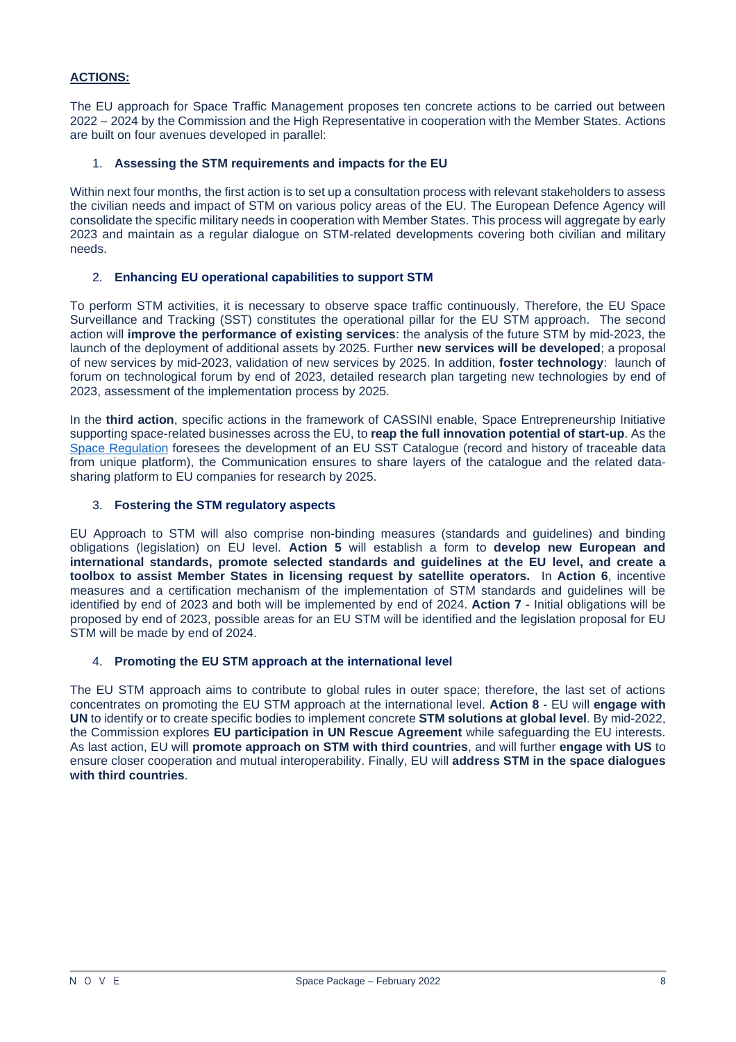**ACTIONS:**

The EU approach for Space Traffic Management proposes ten concrete actions to be carried out between 2022 – 2024 by the Commission and the High Representative in cooperation with the Member States. Actions are built on four avenues developed in parallel:

1. **Assessing the STM requirements and impacts for the EU**

Within next four months, the first action is to set up a consultation process with relevant stakeholders to assess the civilian needs and impact of STM on various policy areas of the EU. The European Defence Agency will consolidate the specific military needs in cooperation with Member States. This process will aggregate by early 2023 and maintain as a regular dialogue on STM-related developments covering both civilian and military needs.

2. **Enhancing EU operational capabilities to support STM**

To perform STM activities, it is necessary to observe space traffic continuously. Therefore, the EU Space Surveillance and Tracking (SST) constitutes the operational pillar for the EU STM approach. The second action will **improve the performance of existing services**: the analysis of the future STM by mid-2023, the launch of the deployment of additional assets by 2025. Further **new services will be developed**; a proposal of new services by mid-2023, validation of new services by 2025. In addition, **foster technology**: launch of forum on technological forum by end of 2023, detailed research plan targeting new technologies by end of 2023, assessment of the implementation process by 2025.

In the **third action**, specific actions in the framework of CASSINI enable, Space Entrepreneurship Initiative supporting space-related businesses across the EU, to **reap the full innovation potential of start-up**. As the Space Regulation foresees the development of an EU SST Catalogue (record and history of traceable data from unique platform), the Communication ensures to share layers of the catalogue and the related data-sharing platform to EU companies for research by 2025.

3. **Fostering the STM regulatory aspects**

EU Approach to STM will also comprise non-binding measures (standards and guidelines) and binding obligations (legislation) on EU level. **Action 5** will establish a form to **develop new European and international standards, promote selected standards and guidelines at the EU level, and create a toolbox to assist Member States in licensing request by satellite operators.** In **Action 6**, incentive measures and a certification mechanism of the implementation of STM standards and guidelines will be identified by end of 2023 and both will be implemented by end of 2024. **Action 7** - Initial obligations will be proposed by end of 2023, possible areas for an EU STM will be identified and the legislation proposal for EU STM will be made by end of 2024.

4. **Promoting the EU STM approach at the international level**

The EU STM approach aims to contribute to global rules in outer space; therefore, the last set of actions concentrates on promoting the EU STM approach at the international level. **Action 8** - EU will **engage with UN** to identify or to create specific bodies to implement concrete **STM solutions at global level**. By mid-2022, the Commission explores **EU participation in UN Rescue Agreement** while safeguarding the EU interests. As last action, EU will **promote approach on STM with third countries**, and will further **engage with US** to ensure closer cooperation and mutual interoperability. Finally, EU will **address STM in the space dialogues with third countries**.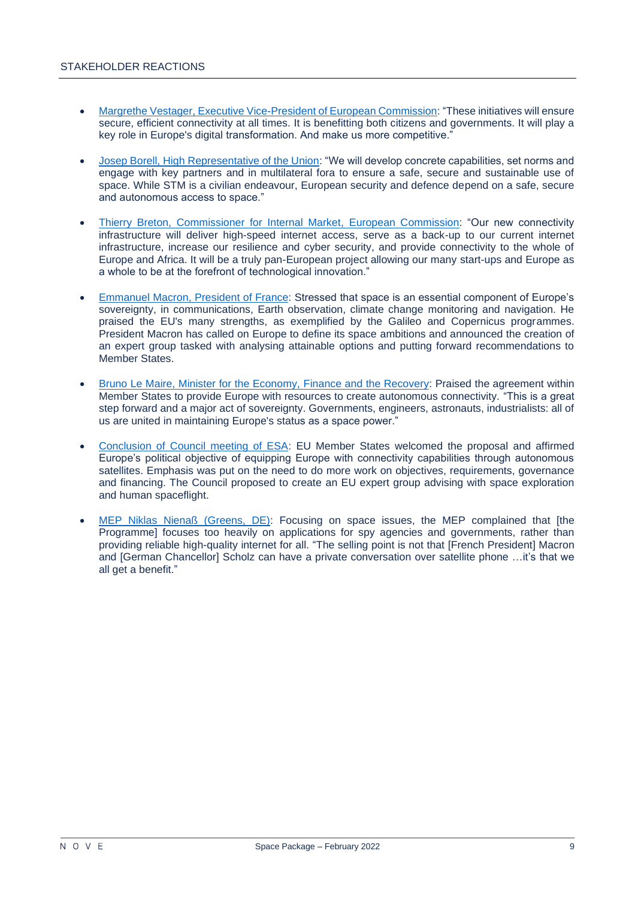## STAKEHOLDER REACTIONS

- Margrethe Vestager, Executive Vice-President of European Commission: "These initiatives will ensure secure, efficient connectivity at all times. It is benefitting both citizens and governments. It will play a key role in Europe's digital transformation. And make us more competitive."

- Josep Borell, High Representative of the Union: "We will develop concrete capabilities, set norms and engage with key partners and in multilateral fora to ensure a safe, secure and sustainable use of space. While STM is a civilian endeavour, European security and defence depend on a safe, secure and autonomous access to space."

- Thierry Breton, Commissioner for Internal Market, European Commission: "Our new connectivity infrastructure will deliver high-speed internet access, serve as a back-up to our current internet infrastructure, increase our resilience and cyber security, and provide connectivity to the whole of Europe and Africa. It will be a truly pan-European project allowing our many start-ups and Europe as a whole to be at the forefront of technological innovation."

- Emmanuel Macron, President of France: Stressed that space is an essential component of Europe's sovereignty, in communications, Earth observation, climate change monitoring and navigation. He praised the EU's many strengths, as exemplified by the Galileo and Copernicus programmes. President Macron has called on Europe to define its space ambitions and announced the creation of an expert group tasked with analysing attainable options and putting forward recommendations to Member States.

- Bruno Le Maire, Minister for the Economy, Finance and the Recovery: Praised the agreement within Member States to provide Europe with resources to create autonomous connectivity. "This is a great step forward and a major act of sovereignty. Governments, engineers, astronauts, industrialists: all of us are united in maintaining Europe's status as a space power."

- Conclusion of Council meeting of ESA: EU Member States welcomed the proposal and affirmed Europe's political objective of equipping Europe with connectivity capabilities through autonomous satellites. Emphasis was put on the need to do more work on objectives, requirements, governance and financing. The Council proposed to create an EU expert group advising with space exploration and human spaceflight.

- MEP Niklas Nienaß (Greens, DE): Focusing on space issues, the MEP complained that [the Programme] focuses too heavily on applications for spy agencies and governments, rather than providing reliable high-quality internet for all. "The selling point is not that [French President] Macron and [German Chancellor] Scholz can have a private conversation over satellite phone …it's that we all get a benefit."